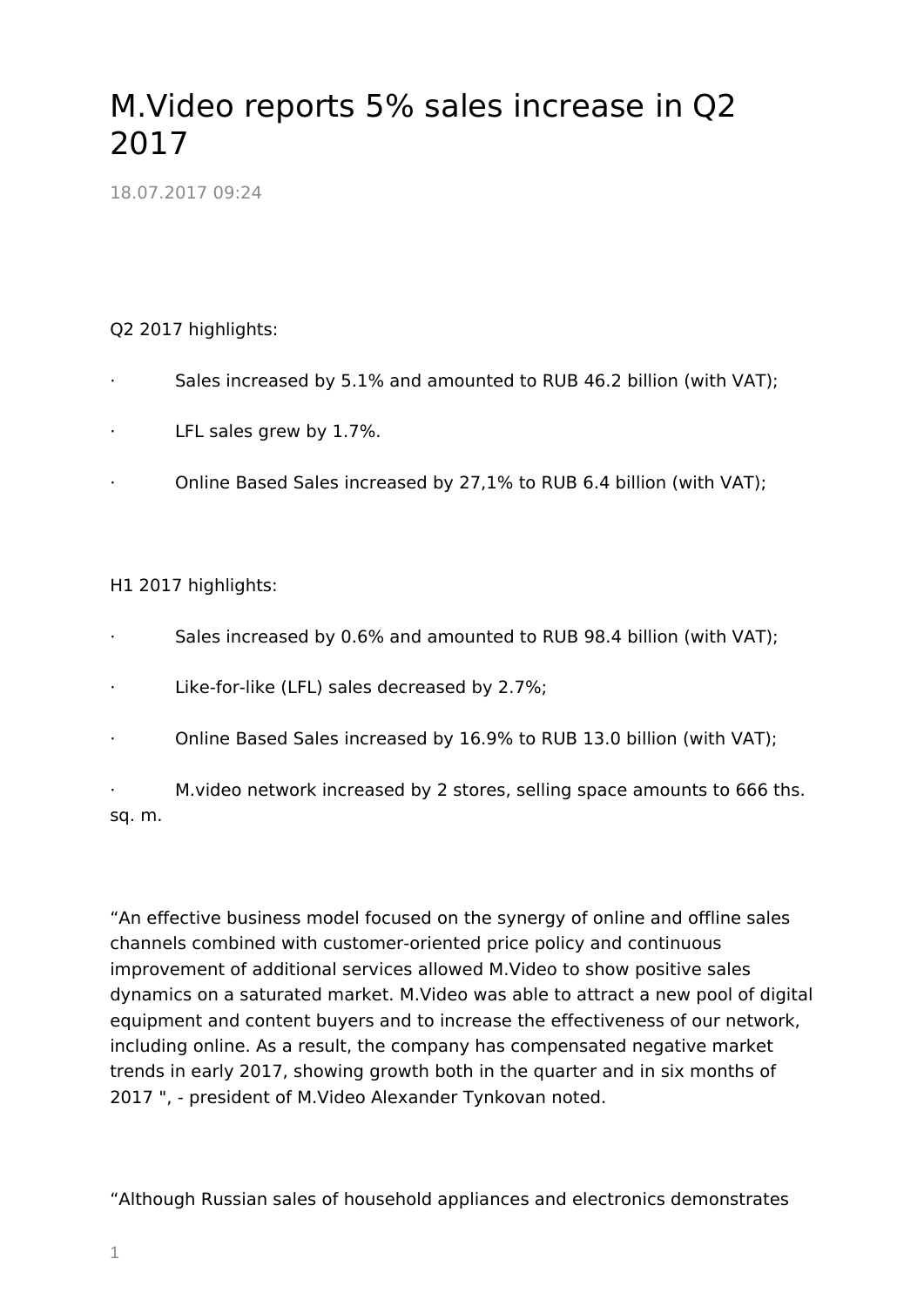# M.Video reports 5% sales increase in Q2 2017

18.07.2017 09:24

Q2 2017 highlights:

- Sales increased by 5.1% and amounted to RUB 46.2 billion (with VAT);
- LFL sales grew by 1.7%.
- Online Based Sales increased by 27,1% to RUB 6.4 billion (with VAT);

H1 2017 highlights:

- Sales increased by 0.6% and amounted to RUB 98.4 billion (with VAT);
- Like-for-like (LFL) sales decreased by 2.7%;
- Online Based Sales increased by 16.9% to RUB 13.0 billion (with VAT);
- M.video network increased by 2 stores, selling space amounts to 666 ths. sq. m.

“An effective business model focused on the synergy of online and offline sales channels combined with customer-oriented price policy and continuous improvement of additional services allowed M.Video to show positive sales dynamics on a saturated market. M.Video was able to attract a new pool of digital equipment and content buyers and to increase the effectiveness of our network, including online. As a result, the company has compensated negative market trends in early 2017, showing growth both in the quarter and in six months of 2017 ", - president of M.Video Alexander Tynkovan noted.

“Although Russian sales of household appliances and electronics demonstrates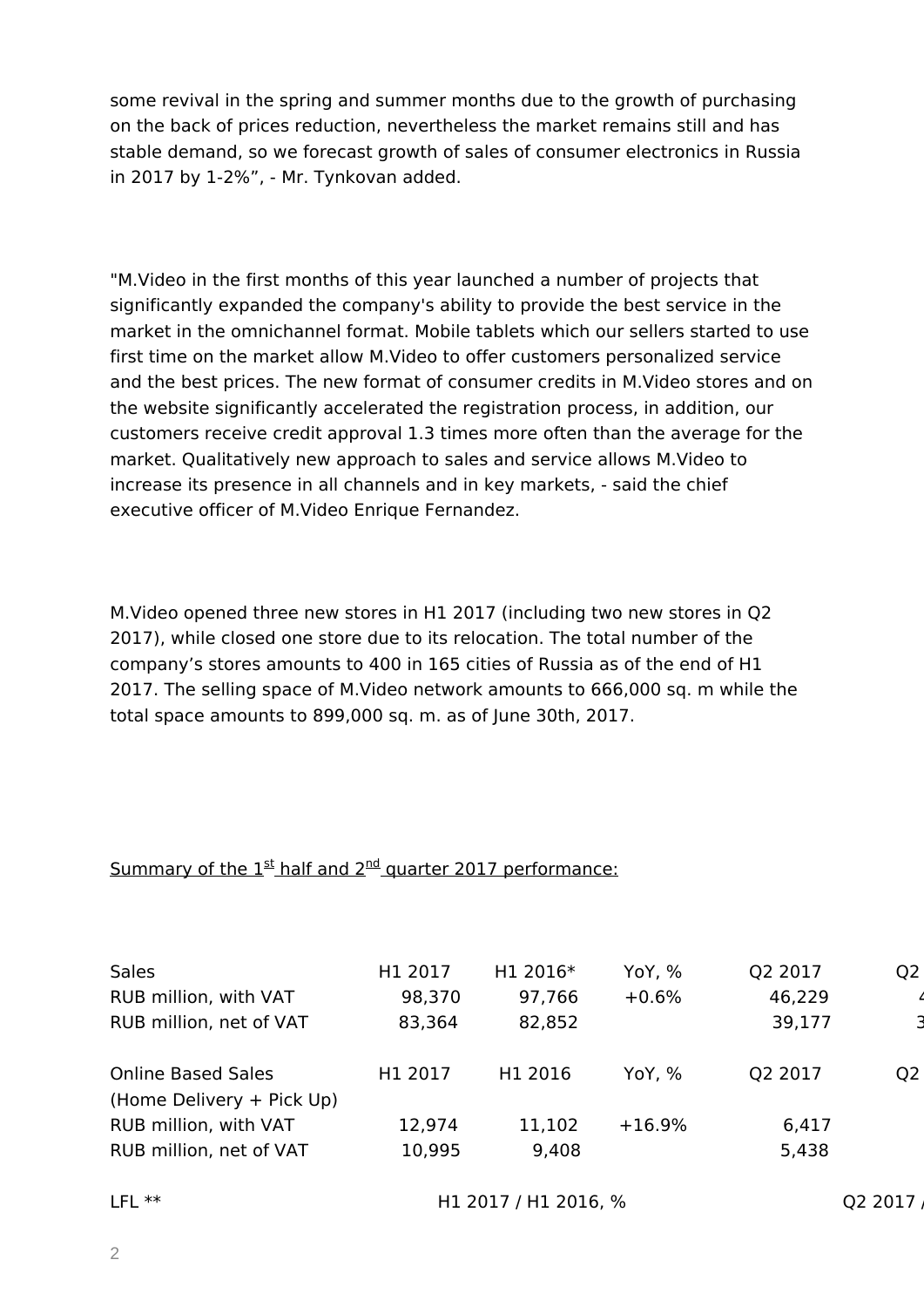some revival in the spring and summer months due to the growth of purchasing on the back of prices reduction, nevertheless the market remains still and has stable demand, so we forecast growth of sales of consumer electronics in Russia in 2017 by 1-2%", - Mr. Tynkovan added.

"M.Video in the first months of this year launched a number of projects that significantly expanded the company's ability to provide the best service in the market in the omnichannel format. Mobile tablets which our sellers started to use first time on the market allow M.Video to offer customers personalized service and the best prices. The new format of consumer credits in M.Video stores and on the website significantly accelerated the registration process, in addition, our customers receive credit approval 1.3 times more often than the average for the market. Qualitatively new approach to sales and service allows M.Video to increase its presence in all channels and in key markets, - said the chief executive officer of M.Video Enrique Fernandez.

M.Video opened three new stores in H1 2017 (including two new stores in Q2 2017), while closed one store due to its relocation. The total number of the company's stores amounts to 400 in 165 cities of Russia as of the end of H1 2017. The selling space of M.Video network amounts to 666,000 sq. m while the total space amounts to 899,000 sq. m. as of June 30th, 2017.

<u>Summary of the 1st half and 2nd quarter 2017 performance:</u>

| Sales | H1 2017 | H1 2016* | YoY, % | Q2 2017 | Q2 |
|---|---|---|---|---|---|
| RUB million, with VAT | 98,370 | 97,766 | +0.6% | 46,229 | 4 |
| RUB million, net of VAT | 83,364 | 82,852 | | 39,177 | 3 |

| Online Based Sales (Home Delivery + Pick Up) | H1 2017 | H1 2016 | YoY, % | Q2 2017 | Q2 |
|---|---|---|---|---|---|
| RUB million, with VAT | 12,974 | 11,102 | +16.9% | 6,417 | |
| RUB million, net of VAT | 10,995 | 9,408 | | 5,438 | |

| LFL ** | H1 2017 / H1 2016, % | Q2 2017 / |
|---|---|---|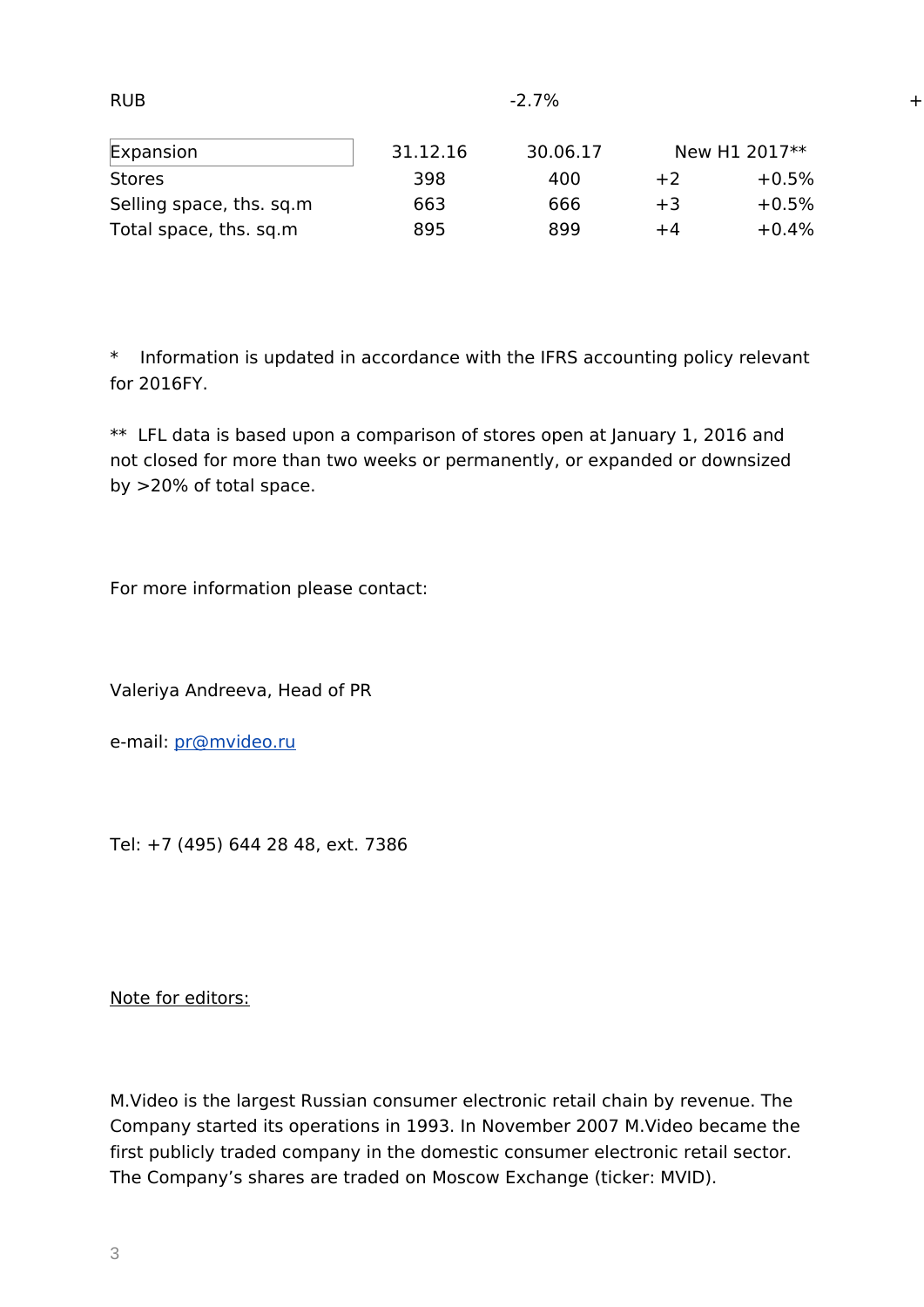| RUB | -2.7% | + |
|---|---|---|

| Expansion | 31.12.16 | 30.06.17 | New H1 2017** | |
|---|---|---|---|---|
| Stores | 398 | 400 | +2 | +0.5% |
| Selling space, ths. sq.m | 663 | 666 | +3 | +0.5% |
| Total space, ths. sq.m | 895 | 899 | +4 | +0.4% |

* Information is updated in accordance with the IFRS accounting policy relevant for 2016FY.

** LFL data is based upon a comparison of stores open at January 1, 2016 and not closed for more than two weeks or permanently, or expanded or downsized by >20% of total space.

For more information please contact:

Valeriya Andreeva, Head of PR

e-mail: pr@mvideo.ru

Tel: +7 (495) 644 28 48, ext. 7386

<u>Note for editors:</u>

M.Video is the largest Russian consumer electronic retail chain by revenue. The Company started its operations in 1993. In November 2007 M.Video became the first publicly traded company in the domestic consumer electronic retail sector. The Company's shares are traded on Moscow Exchange (ticker: MVID).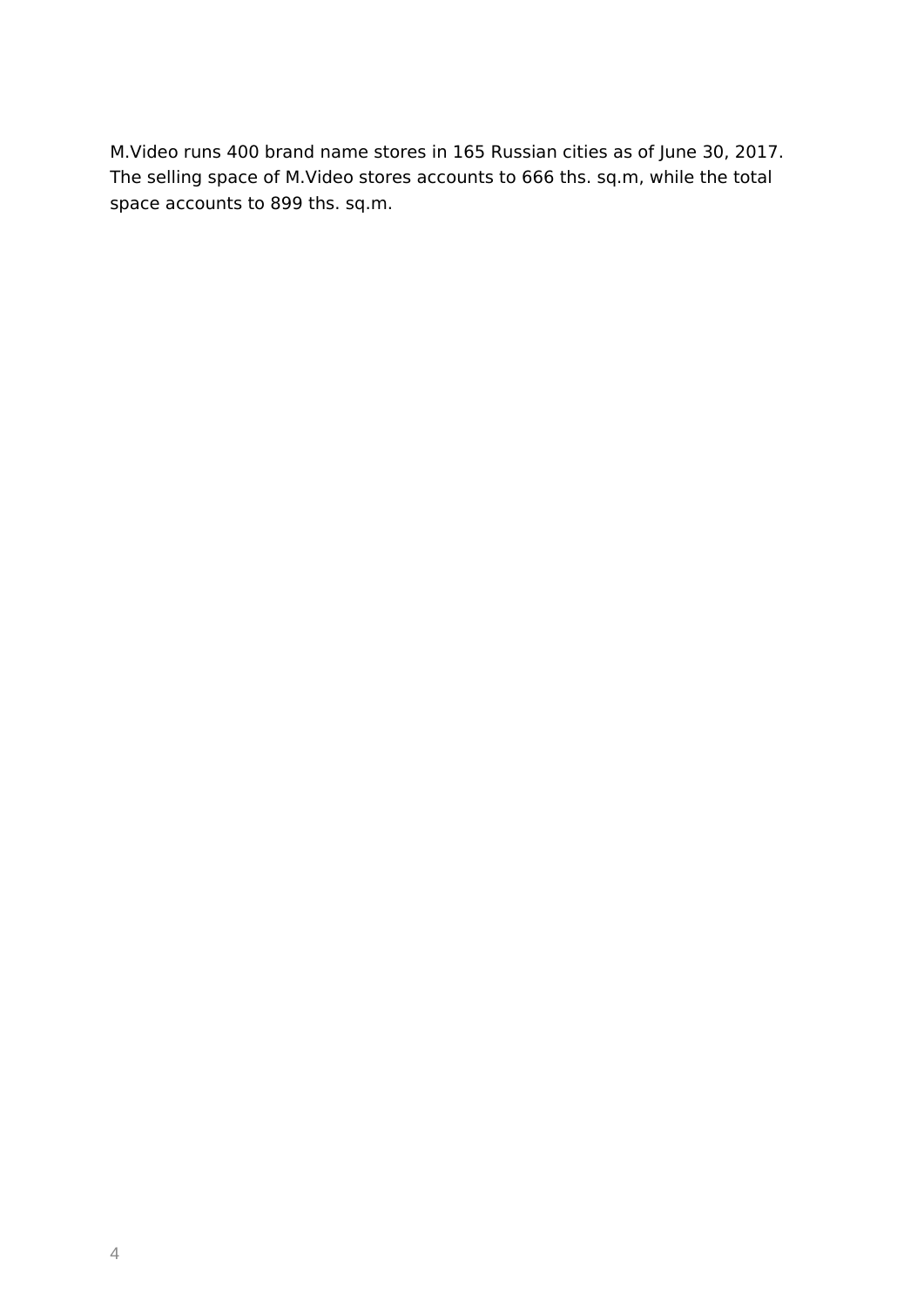M.Video runs 400 brand name stores in 165 Russian cities as of June 30, 2017. The selling space of M.Video stores accounts to 666 ths. sq.m, while the total space accounts to 899 ths. sq.m.